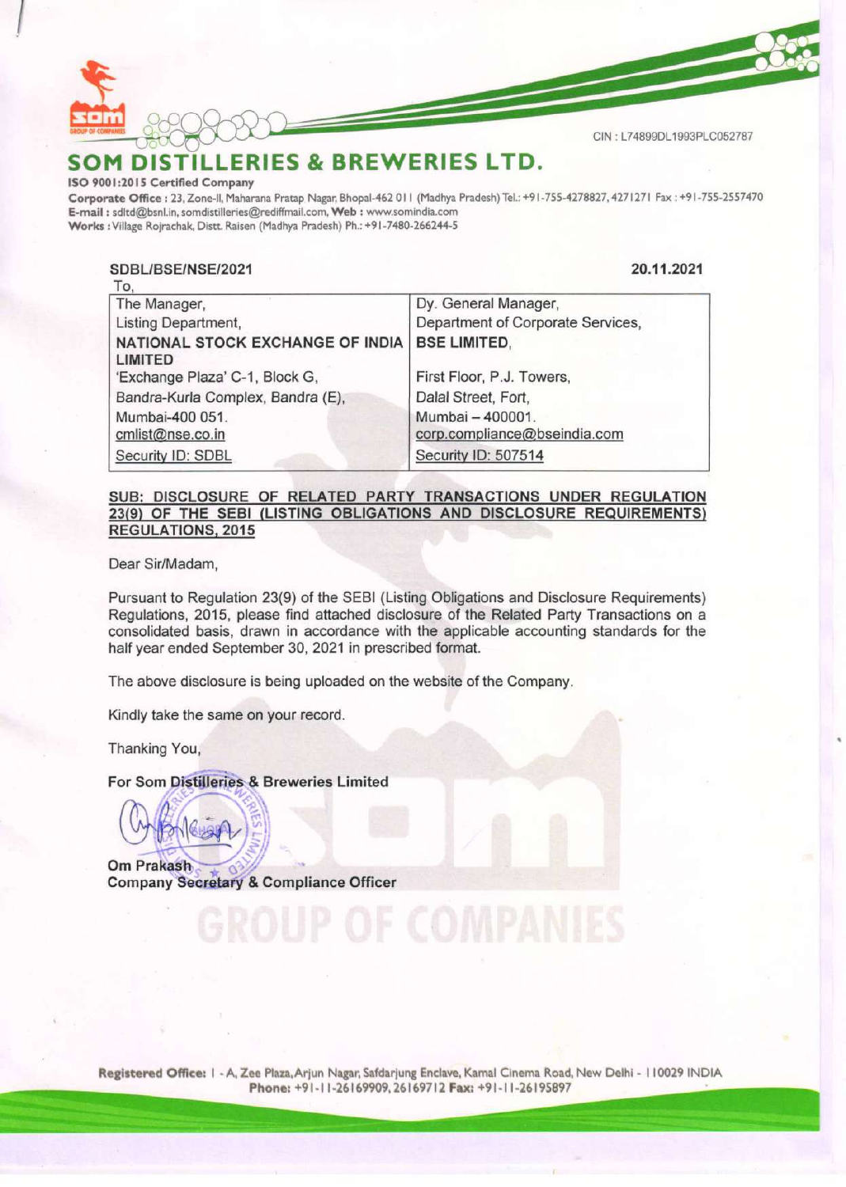CIN : L74899DL1993PLC052787

# SOM DISTILLERIES & BREWERIES LTD.

**ISO 9001:2015 Certified Company**

**Corporate Office :** 23, Zone-II, Maharana Pratap Nagar, Bhopal-462 011 (Madhya Pradesh) Tel.: +91-755-4278827, 4271271 Fax : +91-755-2557470
**E-mail :** sdltd@bsnl.in, somdistilleries@rediffmail.com, **Web :** www.somindia.com
**Works :** Village Rojrachak, Distt. Raisen (Madhya Pradesh) Ph.: +91-7480-266244-5

SDBL/BSE/NSE/2021 **20.11.2021**

To,

| The Manager, | Dy. General Manager, |
|---|---|
| Listing Department, | Department of Corporate Services, |
| **NATIONAL STOCK EXCHANGE OF INDIA LIMITED** | **BSE LIMITED**, |
| 'Exchange Plaza' C-1, Block G, | First Floor, P.J. Towers, |
| Bandra-Kurla Complex, Bandra (E), | Dalal Street, Fort, |
| Mumbai-400 051. | Mumbai – 400001. |
| cmlist@nse.co.in | corp.compliance@bseindia.com |
| Security ID: SDBL | Security ID: 507514 |

**SUB: DISCLOSURE OF RELATED PARTY TRANSACTIONS UNDER REGULATION 23(9) OF THE SEBI (LISTING OBLIGATIONS AND DISCLOSURE REQUIREMENTS) REGULATIONS, 2015**

Dear Sir/Madam,

Pursuant to Regulation 23(9) of the SEBI (Listing Obligations and Disclosure Requirements) Regulations, 2015, please find attached disclosure of the Related Party Transactions on a consolidated basis, drawn in accordance with the applicable accounting standards for the half year ended September 30, 2021 in prescribed format.

The above disclosure is being uploaded on the website of the Company.

Kindly take the same on your record.

Thanking You,

For Som Distilleries & Breweries Limited

**Om Prakash**
**Company Secretary & Compliance Officer**

**Registered Office:** 1 - A, Zee Plaza, Arjun Nagar, Safdarjung Enclave, Kamal Cinema Road, New Delhi - 110029 INDIA
**Phone:** +91-11-26169909, 26169712 **Fax:** +91-11-26195897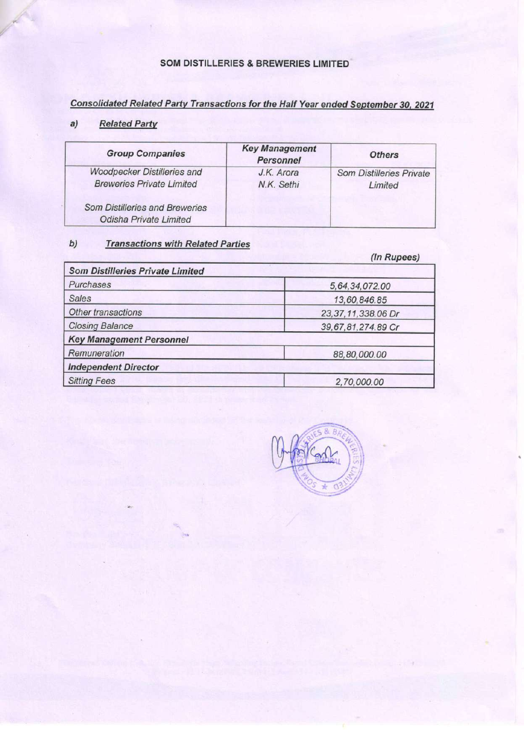## SOM DISTILLERIES & BREWERIES LIMITED

### Consolidated Related Party Transactions for the Half Year ended September 30, 2021

a) **Related Party**

| *Group Companies* | *Key Management Personnel* | *Others* |
|---|---|---|
| *Woodpecker Distilleries and Breweries Private Limited*<br><br>*Som Distilleries and Breweries Odisha Private Limited* | *J.K. Arora*<br>*N.K. Sethi* | *Som Distilleries Private Limited* |

b) **Transactions with Related Parties**

*(In Rupees)*

| *Som Distilleries Private Limited* | |
|---|---|
| *Purchases* | *5,64,34,072.00* |
| *Sales* | *13,60,846.85* |
| *Other transactions* | *23,37,11,338.06 Dr* |
| *Closing Balance* | *39,67,81,274.89 Cr* |
| ***Key Management Personnel*** | |
| *Remuneration* | *88,80,000.00* |
| ***Independent Director*** | |
| *Sitting Fees* | *2,70,000.00* |